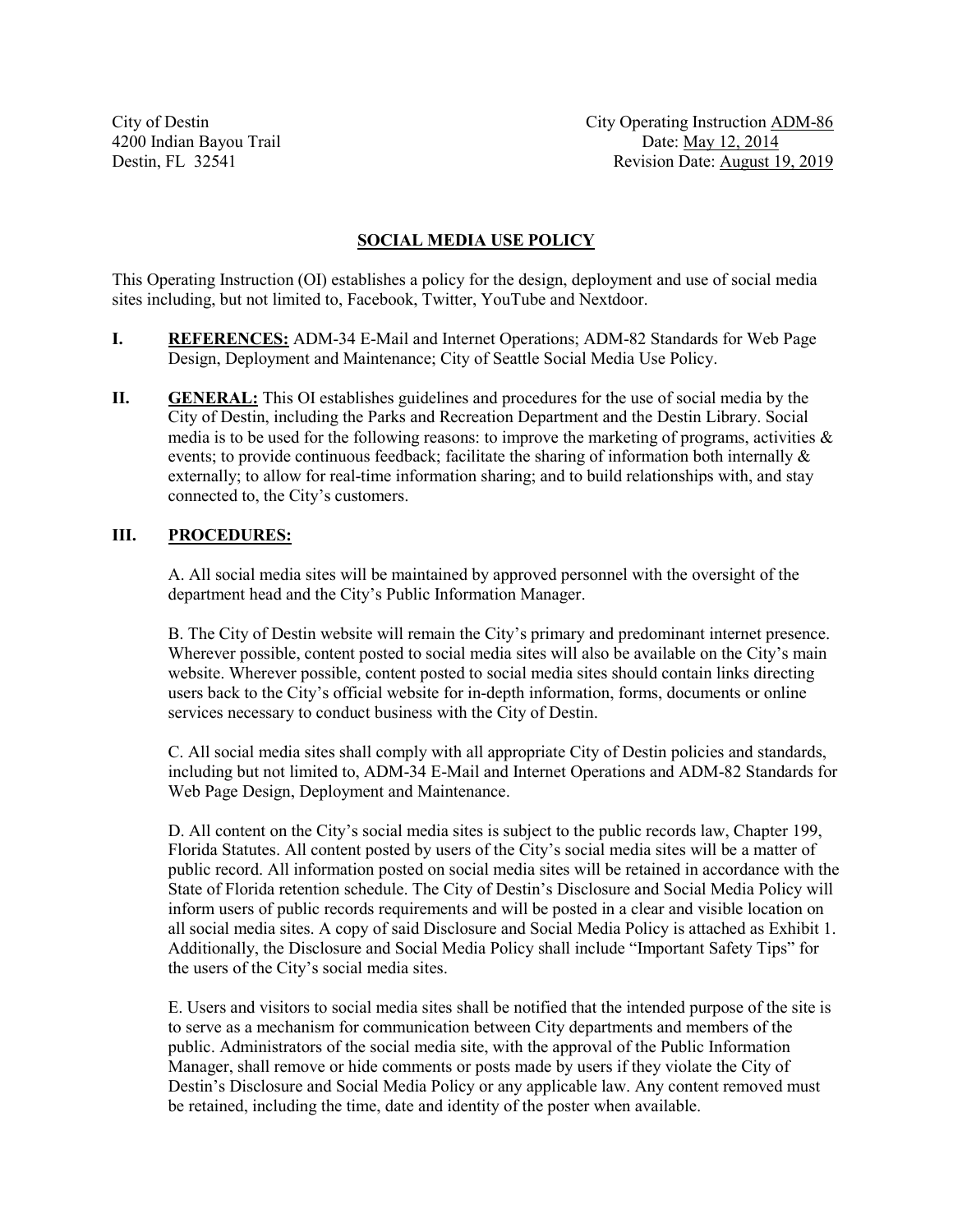City of Destin
4200 Indian Bayou Trail
Destin, FL 32541

City Operating Instruction ADM-86
Date: May 12, 2014
Revision Date: August 19, 2019

# SOCIAL MEDIA USE POLICY

This Operating Instruction (OI) establishes a policy for the design, deployment and use of social media sites including, but not limited to, Facebook, Twitter, YouTube and Nextdoor.

**I. REFERENCES:** ADM-34 E-Mail and Internet Operations; ADM-82 Standards for Web Page Design, Deployment and Maintenance; City of Seattle Social Media Use Policy.

**II. GENERAL:** This OI establishes guidelines and procedures for the use of social media by the City of Destin, including the Parks and Recreation Department and the Destin Library. Social media is to be used for the following reasons: to improve the marketing of programs, activities & events; to provide continuous feedback; facilitate the sharing of information both internally & externally; to allow for real-time information sharing; and to build relationships with, and stay connected to, the City's customers.

**III. PROCEDURES:**

A. All social media sites will be maintained by approved personnel with the oversight of the department head and the City's Public Information Manager.

B. The City of Destin website will remain the City's primary and predominant internet presence. Wherever possible, content posted to social media sites will also be available on the City's main website. Wherever possible, content posted to social media sites should contain links directing users back to the City's official website for in-depth information, forms, documents or online services necessary to conduct business with the City of Destin.

C. All social media sites shall comply with all appropriate City of Destin policies and standards, including but not limited to, ADM-34 E-Mail and Internet Operations and ADM-82 Standards for Web Page Design, Deployment and Maintenance.

D. All content on the City's social media sites is subject to the public records law, Chapter 199, Florida Statutes. All content posted by users of the City's social media sites will be a matter of public record. All information posted on social media sites will be retained in accordance with the State of Florida retention schedule. The City of Destin's Disclosure and Social Media Policy will inform users of public records requirements and will be posted in a clear and visible location on all social media sites. A copy of said Disclosure and Social Media Policy is attached as Exhibit 1. Additionally, the Disclosure and Social Media Policy shall include "Important Safety Tips" for the users of the City's social media sites.

E. Users and visitors to social media sites shall be notified that the intended purpose of the site is to serve as a mechanism for communication between City departments and members of the public. Administrators of the social media site, with the approval of the Public Information Manager, shall remove or hide comments or posts made by users if they violate the City of Destin's Disclosure and Social Media Policy or any applicable law. Any content removed must be retained, including the time, date and identity of the poster when available.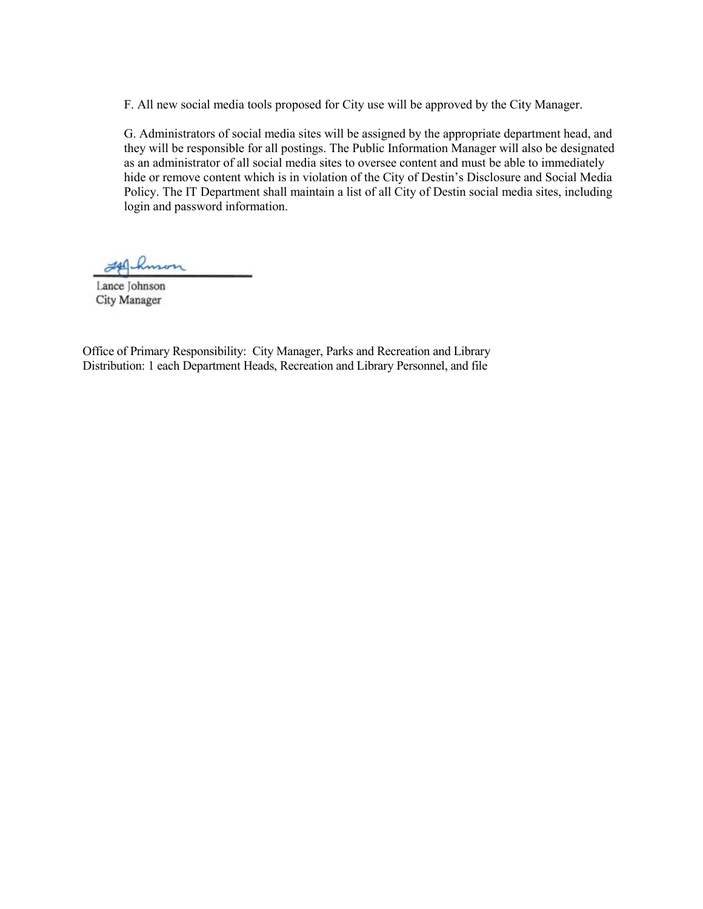F. All new social media tools proposed for City use will be approved by the City Manager.

G. Administrators of social media sites will be assigned by the appropriate department head, and they will be responsible for all postings. The Public Information Manager will also be designated as an administrator of all social media sites to oversee content and must be able to immediately hide or remove content which is in violation of the City of Destin's Disclosure and Social Media Policy. The IT Department shall maintain a list of all City of Destin social media sites, including login and password information.

Lance Johnson
City Manager

Office of Primary Responsibility: City Manager, Parks and Recreation and Library
Distribution: 1 each Department Heads, Recreation and Library Personnel, and file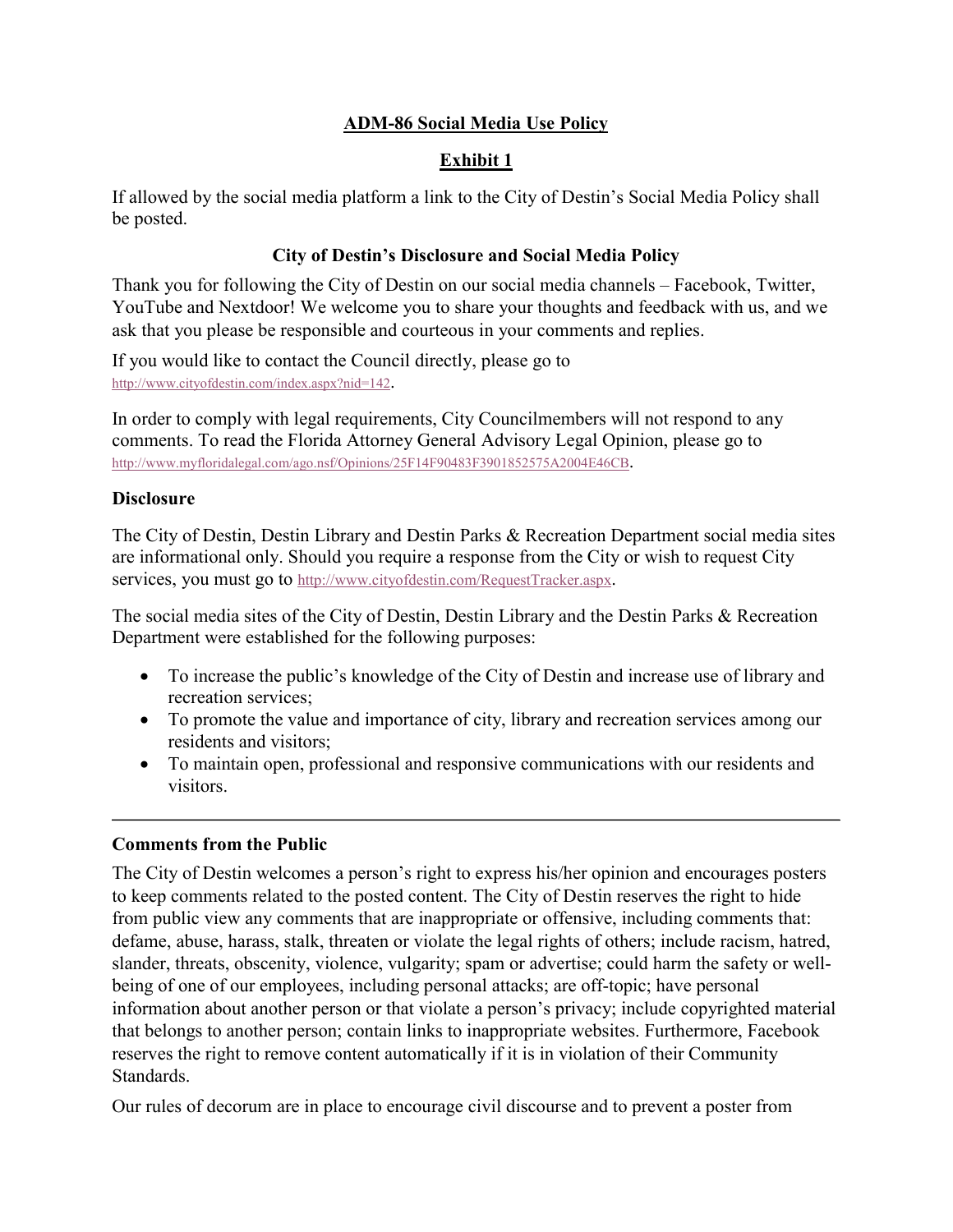**ADM-86 Social Media Use Policy**

**Exhibit 1**

If allowed by the social media platform a link to the City of Destin's Social Media Policy shall be posted.

### City of Destin's Disclosure and Social Media Policy

Thank you for following the City of Destin on our social media channels – Facebook, Twitter, YouTube and Nextdoor! We welcome you to share your thoughts and feedback with us, and we ask that you please be responsible and courteous in your comments and replies.

If you would like to contact the Council directly, please go to http://www.cityofdestin.com/index.aspx?nid=142.

In order to comply with legal requirements, City Councilmembers will not respond to any comments. To read the Florida Attorney General Advisory Legal Opinion, please go to http://www.myfloridalegal.com/ago.nsf/Opinions/25F14F90483F3901852575A2004E46CB.

### Disclosure

The City of Destin, Destin Library and Destin Parks & Recreation Department social media sites are informational only. Should you require a response from the City or wish to request City services, you must go to http://www.cityofdestin.com/RequestTracker.aspx.

The social media sites of the City of Destin, Destin Library and the Destin Parks & Recreation Department were established for the following purposes:

- To increase the public's knowledge of the City of Destin and increase use of library and recreation services;
- To promote the value and importance of city, library and recreation services among our residents and visitors;
- To maintain open, professional and responsive communications with our residents and visitors.

---

### Comments from the Public

The City of Destin welcomes a person's right to express his/her opinion and encourages posters to keep comments related to the posted content. The City of Destin reserves the right to hide from public view any comments that are inappropriate or offensive, including comments that: defame, abuse, harass, stalk, threaten or violate the legal rights of others; include racism, hatred, slander, threats, obscenity, violence, vulgarity; spam or advertise; could harm the safety or well-being of one of our employees, including personal attacks; are off-topic; have personal information about another person or that violate a person's privacy; include copyrighted material that belongs to another person; contain links to inappropriate websites. Furthermore, Facebook reserves the right to remove content automatically if it is in violation of their Community Standards.

Our rules of decorum are in place to encourage civil discourse and to prevent a poster from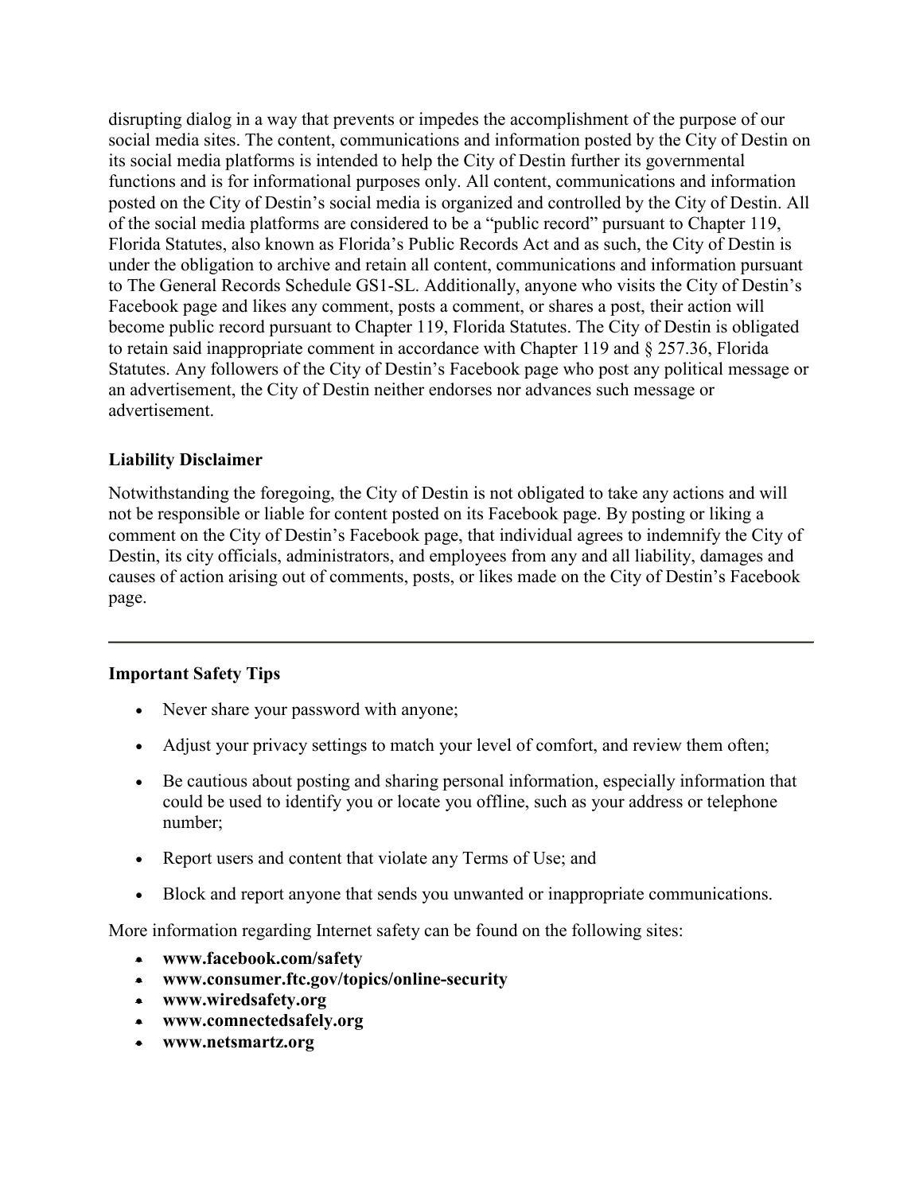disrupting dialog in a way that prevents or impedes the accomplishment of the purpose of our social media sites. The content, communications and information posted by the City of Destin on its social media platforms is intended to help the City of Destin further its governmental functions and is for informational purposes only. All content, communications and information posted on the City of Destin's social media is organized and controlled by the City of Destin. All of the social media platforms are considered to be a "public record" pursuant to Chapter 119, Florida Statutes, also known as Florida's Public Records Act and as such, the City of Destin is under the obligation to archive and retain all content, communications and information pursuant to The General Records Schedule GS1-SL. Additionally, anyone who visits the City of Destin's Facebook page and likes any comment, posts a comment, or shares a post, their action will become public record pursuant to Chapter 119, Florida Statutes. The City of Destin is obligated to retain said inappropriate comment in accordance with Chapter 119 and § 257.36, Florida Statutes. Any followers of the City of Destin's Facebook page who post any political message or an advertisement, the City of Destin neither endorses nor advances such message or advertisement.

**Liability Disclaimer**

Notwithstanding the foregoing, the City of Destin is not obligated to take any actions and will not be responsible or liable for content posted on its Facebook page. By posting or liking a comment on the City of Destin's Facebook page, that individual agrees to indemnify the City of Destin, its city officials, administrators, and employees from any and all liability, damages and causes of action arising out of comments, posts, or likes made on the City of Destin's Facebook page.

---

**Important Safety Tips**

- Never share your password with anyone;
- Adjust your privacy settings to match your level of comfort, and review them often;
- Be cautious about posting and sharing personal information, especially information that could be used to identify you or locate you offline, such as your address or telephone number;
- Report users and content that violate any Terms of Use; and
- Block and report anyone that sends you unwanted or inappropriate communications.

More information regarding Internet safety can be found on the following sites:

- **www.facebook.com/safety**
- **www.consumer.ftc.gov/topics/online-security**
- **www.wiredsafety.org**
- **www.comnectedsafely.org**
- **www.netsmartz.org**